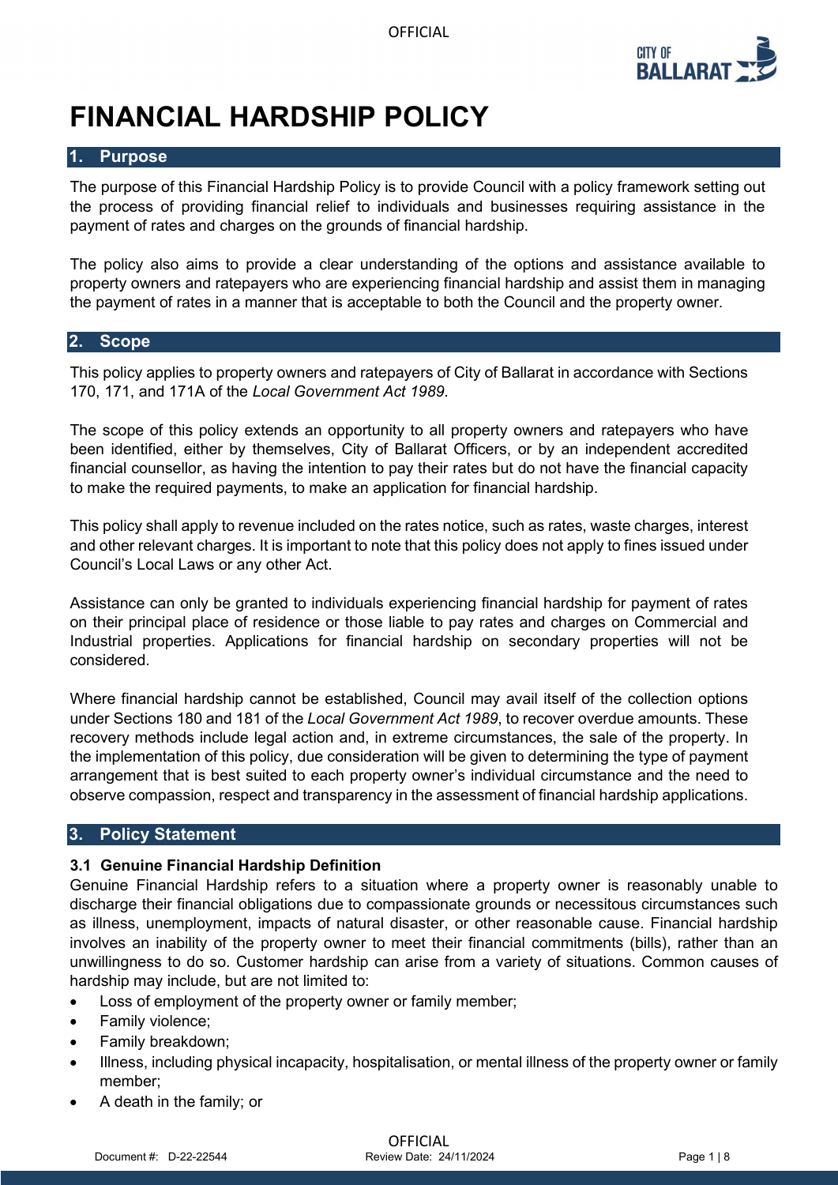# FINANCIAL HARDSHIP POLICY

## 1. Purpose

The purpose of this Financial Hardship Policy is to provide Council with a policy framework setting out the process of providing financial relief to individuals and businesses requiring assistance in the payment of rates and charges on the grounds of financial hardship.

The policy also aims to provide a clear understanding of the options and assistance available to property owners and ratepayers who are experiencing financial hardship and assist them in managing the payment of rates in a manner that is acceptable to both the Council and the property owner.

## 2. Scope

This policy applies to property owners and ratepayers of City of Ballarat in accordance with Sections 170, 171, and 171A of the *Local Government Act 1989.*

The scope of this policy extends an opportunity to all property owners and ratepayers who have been identified, either by themselves, City of Ballarat Officers, or by an independent accredited financial counsellor, as having the intention to pay their rates but do not have the financial capacity to make the required payments, to make an application for financial hardship.

This policy shall apply to revenue included on the rates notice, such as rates, waste charges, interest and other relevant charges. It is important to note that this policy does not apply to fines issued under Council's Local Laws or any other Act.

Assistance can only be granted to individuals experiencing financial hardship for payment of rates on their principal place of residence or those liable to pay rates and charges on Commercial and Industrial properties. Applications for financial hardship on secondary properties will not be considered.

Where financial hardship cannot be established, Council may avail itself of the collection options under Sections 180 and 181 of the *Local Government Act 1989*, to recover overdue amounts. These recovery methods include legal action and, in extreme circumstances, the sale of the property. In the implementation of this policy, due consideration will be given to determining the type of payment arrangement that is best suited to each property owner's individual circumstance and the need to observe compassion, respect and transparency in the assessment of financial hardship applications.

## 3. Policy Statement

### 3.1 Genuine Financial Hardship Definition

Genuine Financial Hardship refers to a situation where a property owner is reasonably unable to discharge their financial obligations due to compassionate grounds or necessitous circumstances such as illness, unemployment, impacts of natural disaster, or other reasonable cause. Financial hardship involves an inability of the property owner to meet their financial commitments (bills), rather than an unwillingness to do so. Customer hardship can arise from a variety of situations. Common causes of hardship may include, but are not limited to:

- Loss of employment of the property owner or family member;
- Family violence;
- Family breakdown;
- Illness, including physical incapacity, hospitalisation, or mental illness of the property owner or family member;
- A death in the family; or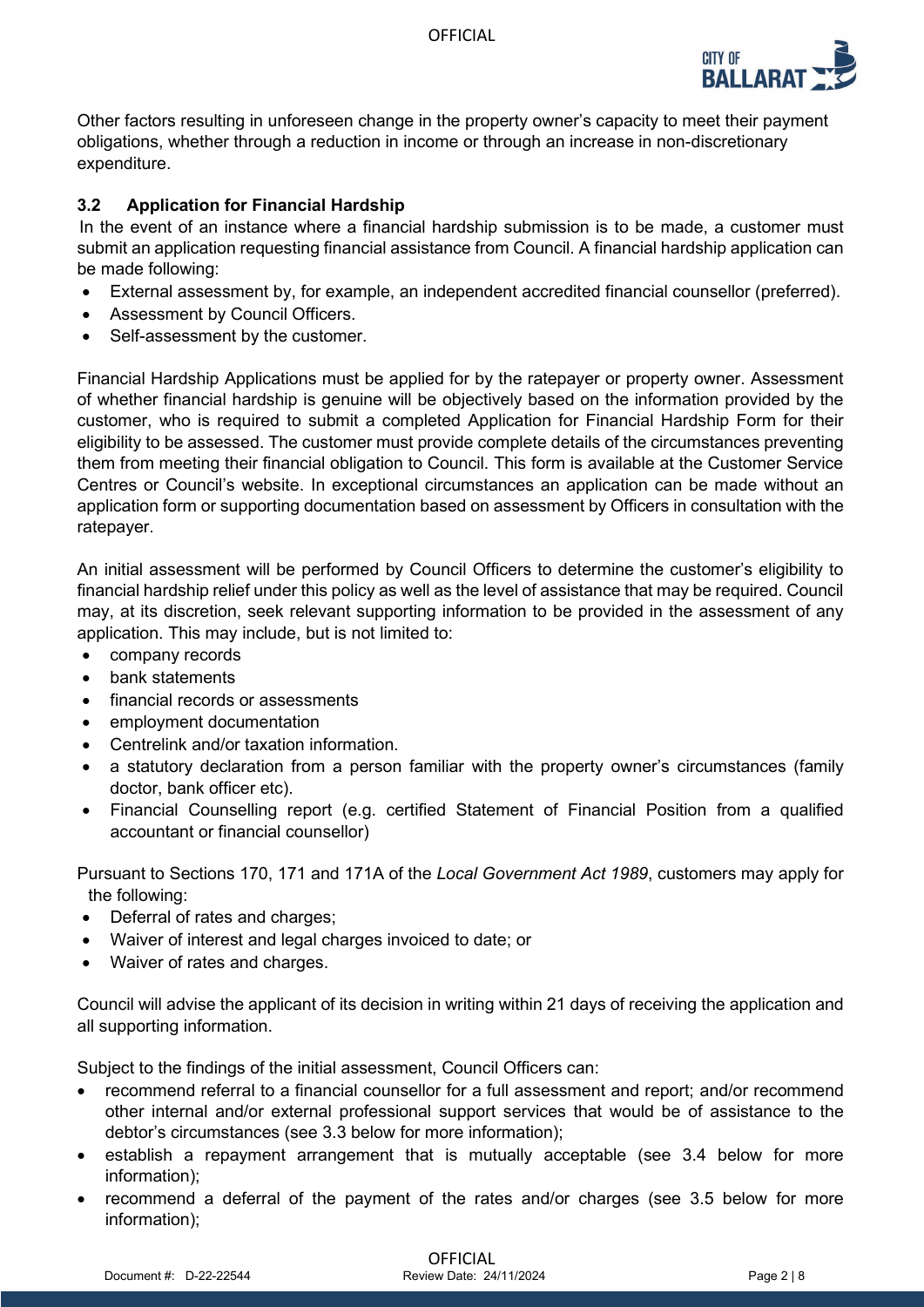Other factors resulting in unforeseen change in the property owner's capacity to meet their payment obligations, whether through a reduction in income or through an increase in non-discretionary expenditure.

### 3.2 Application for Financial Hardship

In the event of an instance where a financial hardship submission is to be made, a customer must submit an application requesting financial assistance from Council. A financial hardship application can be made following:

- External assessment by, for example, an independent accredited financial counsellor (preferred).
- Assessment by Council Officers.
- Self-assessment by the customer.

Financial Hardship Applications must be applied for by the ratepayer or property owner. Assessment of whether financial hardship is genuine will be objectively based on the information provided by the customer, who is required to submit a completed Application for Financial Hardship Form for their eligibility to be assessed. The customer must provide complete details of the circumstances preventing them from meeting their financial obligation to Council. This form is available at the Customer Service Centres or Council's website. In exceptional circumstances an application can be made without an application form or supporting documentation based on assessment by Officers in consultation with the ratepayer.

An initial assessment will be performed by Council Officers to determine the customer's eligibility to financial hardship relief under this policy as well as the level of assistance that may be required. Council may, at its discretion, seek relevant supporting information to be provided in the assessment of any application. This may include, but is not limited to:

- company records
- bank statements
- financial records or assessments
- employment documentation
- Centrelink and/or taxation information.
- a statutory declaration from a person familiar with the property owner's circumstances (family doctor, bank officer etc).
- Financial Counselling report (e.g. certified Statement of Financial Position from a qualified accountant or financial counsellor)

Pursuant to Sections 170, 171 and 171A of the *Local Government Act 1989*, customers may apply for the following:

- Deferral of rates and charges;
- Waiver of interest and legal charges invoiced to date; or
- Waiver of rates and charges.

Council will advise the applicant of its decision in writing within 21 days of receiving the application and all supporting information.

Subject to the findings of the initial assessment, Council Officers can:

- recommend referral to a financial counsellor for a full assessment and report; and/or recommend other internal and/or external professional support services that would be of assistance to the debtor's circumstances (see 3.3 below for more information);
- establish a repayment arrangement that is mutually acceptable (see 3.4 below for more information);
- recommend a deferral of the payment of the rates and/or charges (see 3.5 below for more information);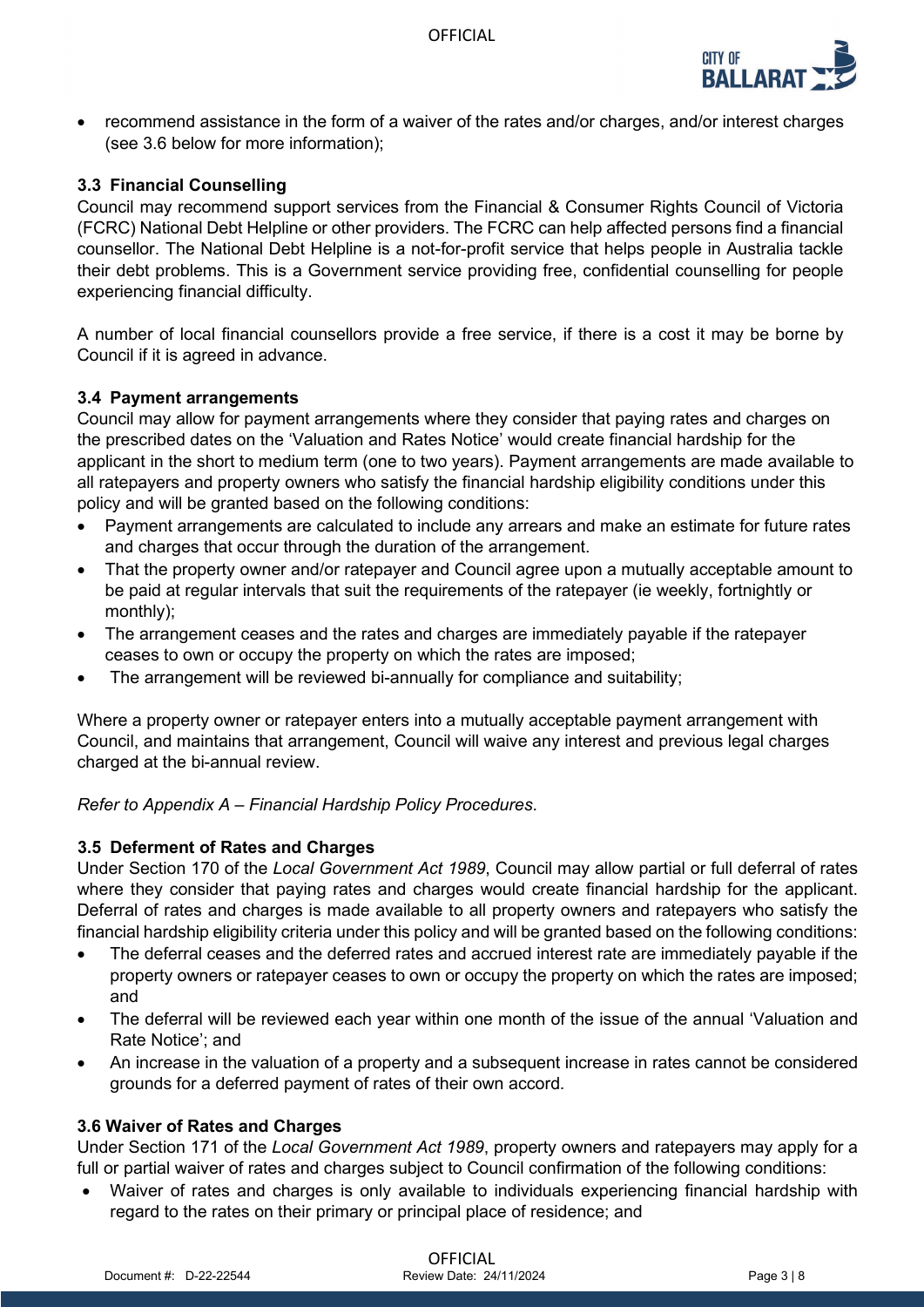- recommend assistance in the form of a waiver of the rates and/or charges, and/or interest charges (see 3.6 below for more information);

### 3.3 Financial Counselling

Council may recommend support services from the Financial & Consumer Rights Council of Victoria (FCRC) National Debt Helpline or other providers. The FCRC can help affected persons find a financial counsellor. The National Debt Helpline is a not-for-profit service that helps people in Australia tackle their debt problems. This is a Government service providing free, confidential counselling for people experiencing financial difficulty.

A number of local financial counsellors provide a free service, if there is a cost it may be borne by Council if it is agreed in advance.

### 3.4 Payment arrangements

Council may allow for payment arrangements where they consider that paying rates and charges on the prescribed dates on the 'Valuation and Rates Notice' would create financial hardship for the applicant in the short to medium term (one to two years). Payment arrangements are made available to all ratepayers and property owners who satisfy the financial hardship eligibility conditions under this policy and will be granted based on the following conditions:

- Payment arrangements are calculated to include any arrears and make an estimate for future rates and charges that occur through the duration of the arrangement.
- That the property owner and/or ratepayer and Council agree upon a mutually acceptable amount to be paid at regular intervals that suit the requirements of the ratepayer (ie weekly, fortnightly or monthly);
- The arrangement ceases and the rates and charges are immediately payable if the ratepayer ceases to own or occupy the property on which the rates are imposed;
- The arrangement will be reviewed bi-annually for compliance and suitability;

Where a property owner or ratepayer enters into a mutually acceptable payment arrangement with Council, and maintains that arrangement, Council will waive any interest and previous legal charges charged at the bi-annual review.

*Refer to Appendix A – Financial Hardship Policy Procedures.*

### 3.5 Deferment of Rates and Charges

Under Section 170 of the *Local Government Act 1989*, Council may allow partial or full deferral of rates where they consider that paying rates and charges would create financial hardship for the applicant. Deferral of rates and charges is made available to all property owners and ratepayers who satisfy the financial hardship eligibility criteria under this policy and will be granted based on the following conditions:

- The deferral ceases and the deferred rates and accrued interest rate are immediately payable if the property owners or ratepayer ceases to own or occupy the property on which the rates are imposed; and
- The deferral will be reviewed each year within one month of the issue of the annual 'Valuation and Rate Notice'; and
- An increase in the valuation of a property and a subsequent increase in rates cannot be considered grounds for a deferred payment of rates of their own accord.

### 3.6 Waiver of Rates and Charges

Under Section 171 of the *Local Government Act 1989*, property owners and ratepayers may apply for a full or partial waiver of rates and charges subject to Council confirmation of the following conditions:

- Waiver of rates and charges is only available to individuals experiencing financial hardship with regard to the rates on their primary or principal place of residence; and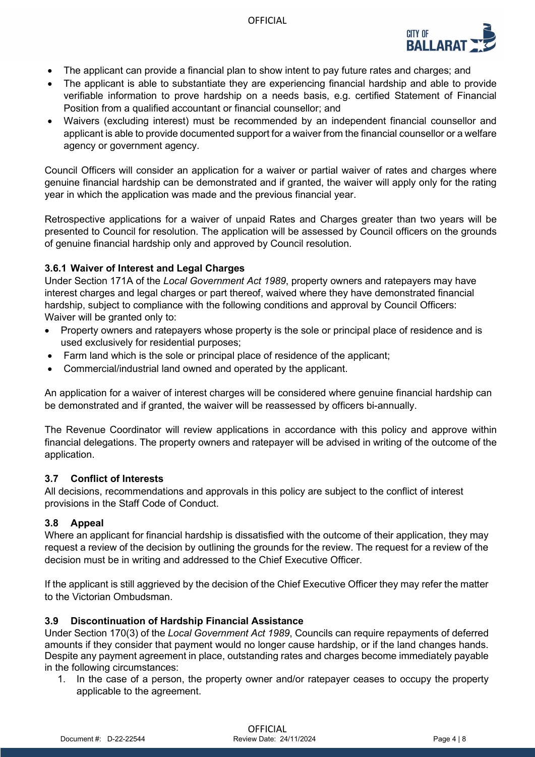- The applicant can provide a financial plan to show intent to pay future rates and charges; and
- The applicant is able to substantiate they are experiencing financial hardship and able to provide verifiable information to prove hardship on a needs basis, e.g. certified Statement of Financial Position from a qualified accountant or financial counsellor; and
- Waivers (excluding interest) must be recommended by an independent financial counsellor and applicant is able to provide documented support for a waiver from the financial counsellor or a welfare agency or government agency.

Council Officers will consider an application for a waiver or partial waiver of rates and charges where genuine financial hardship can be demonstrated and if granted, the waiver will apply only for the rating year in which the application was made and the previous financial year.

Retrospective applications for a waiver of unpaid Rates and Charges greater than two years will be presented to Council for resolution. The application will be assessed by Council officers on the grounds of genuine financial hardship only and approved by Council resolution.

#### 3.6.1 Waiver of Interest and Legal Charges

Under Section 171A of the *Local Government Act 1989*, property owners and ratepayers may have interest charges and legal charges or part thereof, waived where they have demonstrated financial hardship, subject to compliance with the following conditions and approval by Council Officers:
Waiver will be granted only to:

- Property owners and ratepayers whose property is the sole or principal place of residence and is used exclusively for residential purposes;
- Farm land which is the sole or principal place of residence of the applicant;
- Commercial/industrial land owned and operated by the applicant.

An application for a waiver of interest charges will be considered where genuine financial hardship can be demonstrated and if granted, the waiver will be reassessed by officers bi-annually.

The Revenue Coordinator will review applications in accordance with this policy and approve within financial delegations. The property owners and ratepayer will be advised in writing of the outcome of the application.

### 3.7 Conflict of Interests

All decisions, recommendations and approvals in this policy are subject to the conflict of interest provisions in the Staff Code of Conduct.

### 3.8 Appeal

Where an applicant for financial hardship is dissatisfied with the outcome of their application, they may request a review of the decision by outlining the grounds for the review. The request for a review of the decision must be in writing and addressed to the Chief Executive Officer.

If the applicant is still aggrieved by the decision of the Chief Executive Officer they may refer the matter to the Victorian Ombudsman.

### 3.9 Discontinuation of Hardship Financial Assistance

Under Section 170(3) of the *Local Government Act 1989*, Councils can require repayments of deferred amounts if they consider that payment would no longer cause hardship, or if the land changes hands. Despite any payment agreement in place, outstanding rates and charges become immediately payable in the following circumstances:

1. In the case of a person, the property owner and/or ratepayer ceases to occupy the property applicable to the agreement.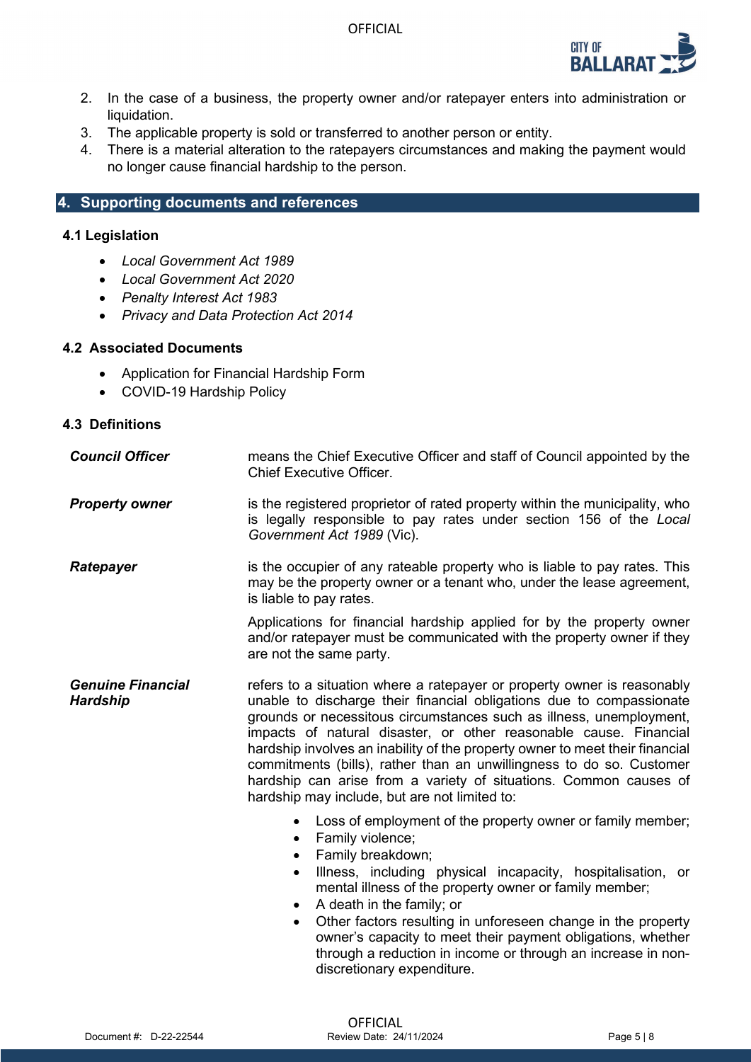2. In the case of a business, the property owner and/or ratepayer enters into administration or liquidation.
3. The applicable property is sold or transferred to another person or entity.
4. There is a material alteration to the ratepayers circumstances and making the payment would no longer cause financial hardship to the person.

## 4. Supporting documents and references

### 4.1 Legislation

- *Local Government Act 1989*
- *Local Government Act 2020*
- *Penalty Interest Act 1983*
- *Privacy and Data Protection Act 2014*

### 4.2 Associated Documents

- Application for Financial Hardship Form
- COVID-19 Hardship Policy

### 4.3 Definitions

***Council Officer*** means the Chief Executive Officer and staff of Council appointed by the Chief Executive Officer.

***Property owner*** is the registered proprietor of rated property within the municipality, who is legally responsible to pay rates under section 156 of the *Local Government Act 1989* (Vic).

***Ratepayer*** is the occupier of any rateable property who is liable to pay rates. This may be the property owner or a tenant who, under the lease agreement, is liable to pay rates.

Applications for financial hardship applied for by the property owner and/or ratepayer must be communicated with the property owner if they are not the same party.

***Genuine Financial Hardship*** refers to a situation where a ratepayer or property owner is reasonably unable to discharge their financial obligations due to compassionate grounds or necessitous circumstances such as illness, unemployment, impacts of natural disaster, or other reasonable cause. Financial hardship involves an inability of the property owner to meet their financial commitments (bills), rather than an unwillingness to do so. Customer hardship can arise from a variety of situations. Common causes of hardship may include, but are not limited to:

- Loss of employment of the property owner or family member;
- Family violence;
- Family breakdown;
- Illness, including physical incapacity, hospitalisation, or mental illness of the property owner or family member;
- A death in the family; or
- Other factors resulting in unforeseen change in the property owner's capacity to meet their payment obligations, whether through a reduction in income or through an increase in non-discretionary expenditure.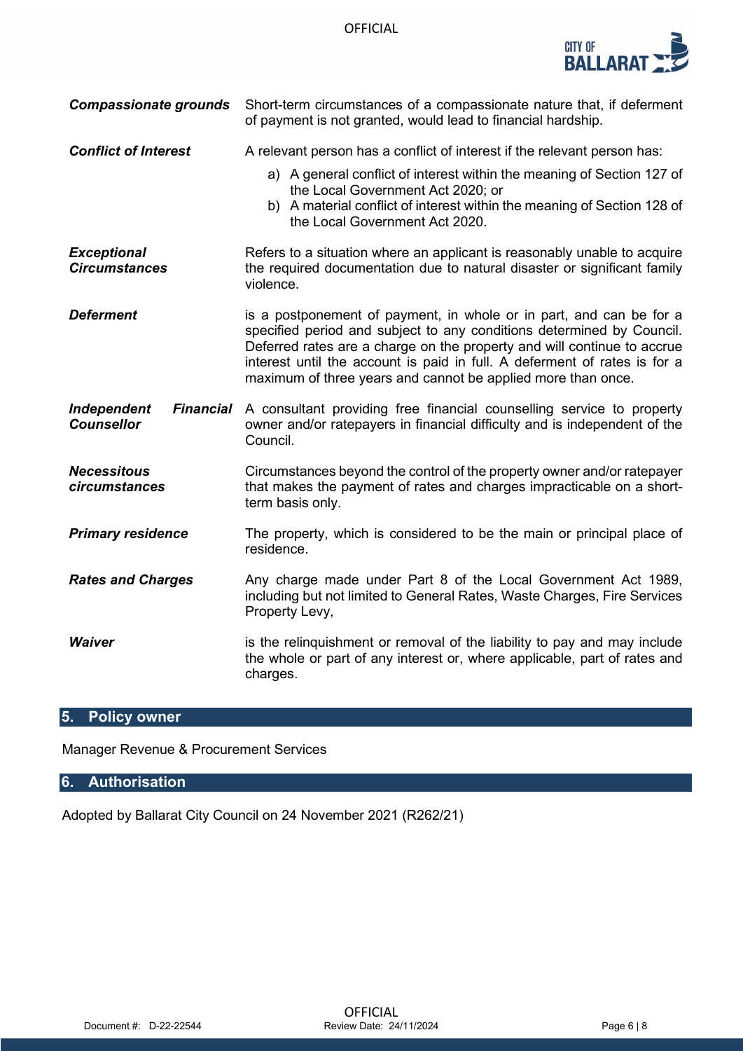| | |
|---|---|
| ***Compassionate grounds*** | Short-term circumstances of a compassionate nature that, if deferment of payment is not granted, would lead to financial hardship. |
| ***Conflict of Interest*** | A relevant person has a conflict of interest if the relevant person has:<br>a) A general conflict of interest within the meaning of Section 127 of the Local Government Act 2020; or<br>b) A material conflict of interest within the meaning of Section 128 of the Local Government Act 2020. |
| ***Exceptional Circumstances*** | Refers to a situation where an applicant is reasonably unable to acquire the required documentation due to natural disaster or significant family violence. |
| ***Deferment*** | is a postponement of payment, in whole or in part, and can be for a specified period and subject to any conditions determined by Council. Deferred rates are a charge on the property and will continue to accrue interest until the account is paid in full. A deferment of rates is for a maximum of three years and cannot be applied more than once. |
| ***Independent Financial Counsellor*** | A consultant providing free financial counselling service to property owner and/or ratepayers in financial difficulty and is independent of the Council. |
| ***Necessitous circumstances*** | Circumstances beyond the control of the property owner and/or ratepayer that makes the payment of rates and charges impracticable on a short-term basis only. |
| ***Primary residence*** | The property, which is considered to be the main or principal place of residence. |
| ***Rates and Charges*** | Any charge made under Part 8 of the Local Government Act 1989, including but not limited to General Rates, Waste Charges, Fire Services Property Levy, |
| ***Waiver*** | is the relinquishment or removal of the liability to pay and may include the whole or part of any interest or, where applicable, part of rates and charges. |

## 5. Policy owner

Manager Revenue & Procurement Services

## 6. Authorisation

Adopted by Ballarat City Council on 24 November 2021 (R262/21)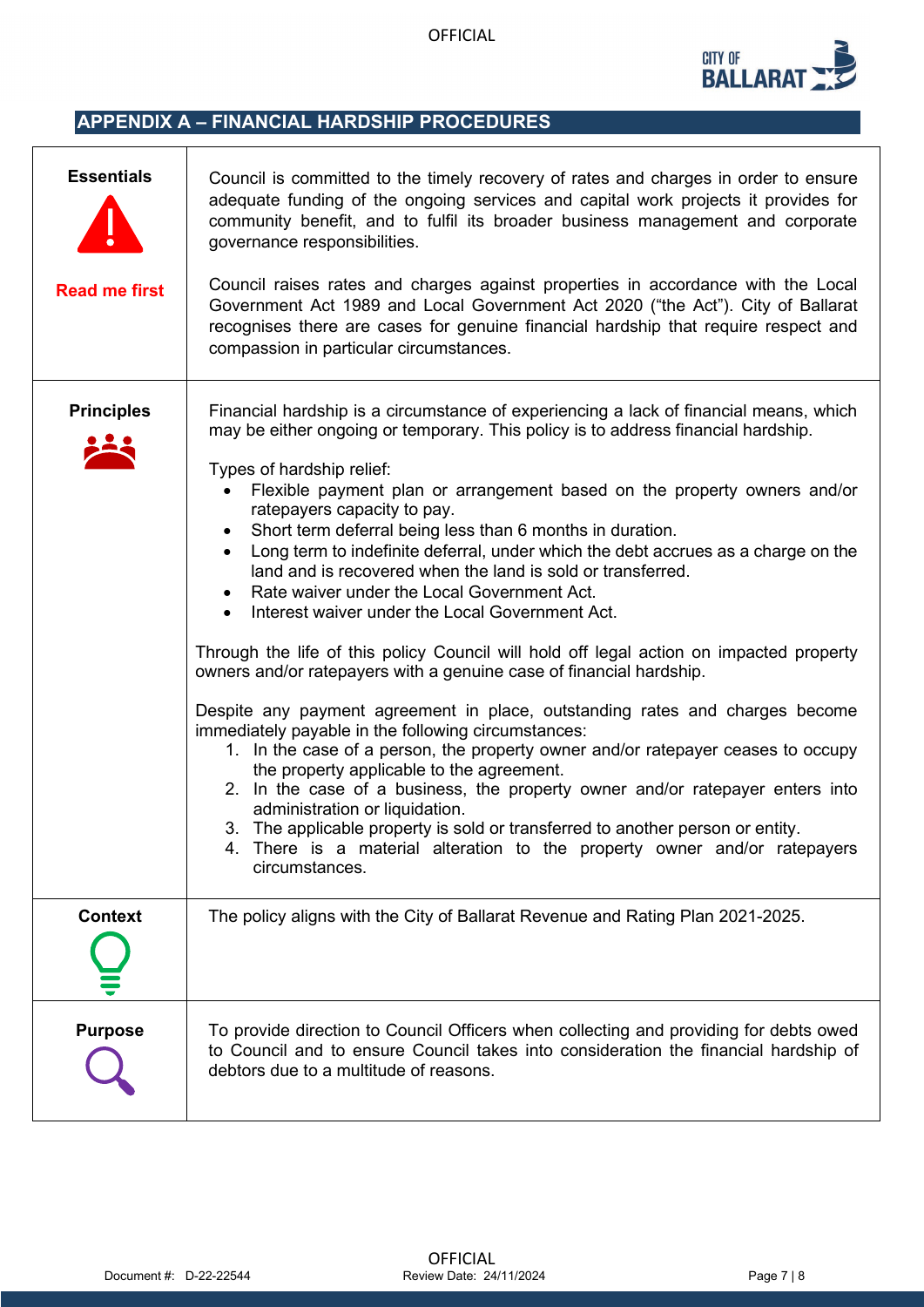## APPENDIX A – FINANCIAL HARDSHIP PROCEDURES

| | |
|---|---|
| **Essentials**<br><br>**Read me first** | Council is committed to the timely recovery of rates and charges in order to ensure adequate funding of the ongoing services and capital work projects it provides for community benefit, and to fulfil its broader business management and corporate governance responsibilities.<br><br>Council raises rates and charges against properties in accordance with the Local Government Act 1989 and Local Government Act 2020 ("the Act"). City of Ballarat recognises there are cases for genuine financial hardship that require respect and compassion in particular circumstances. |
| **Principles** | Financial hardship is a circumstance of experiencing a lack of financial means, which may be either ongoing or temporary. This policy is to address financial hardship.<br><br>Types of hardship relief:<br>• Flexible payment plan or arrangement based on the property owners and/or ratepayers capacity to pay.<br>• Short term deferral being less than 6 months in duration.<br>• Long term to indefinite deferral, under which the debt accrues as a charge on the land and is recovered when the land is sold or transferred.<br>• Rate waiver under the Local Government Act.<br>• Interest waiver under the Local Government Act.<br><br>Through the life of this policy Council will hold off legal action on impacted property owners and/or ratepayers with a genuine case of financial hardship.<br><br>Despite any payment agreement in place, outstanding rates and charges become immediately payable in the following circumstances:<br>1. In the case of a person, the property owner and/or ratepayer ceases to occupy the property applicable to the agreement.<br>2. In the case of a business, the property owner and/or ratepayer enters into administration or liquidation.<br>3. The applicable property is sold or transferred to another person or entity.<br>4. There is a material alteration to the property owner and/or ratepayers circumstances. |
| **Context** | The policy aligns with the City of Ballarat Revenue and Rating Plan 2021-2025. |
| **Purpose** | To provide direction to Council Officers when collecting and providing for debts owed to Council and to ensure Council takes into consideration the financial hardship of debtors due to a multitude of reasons. |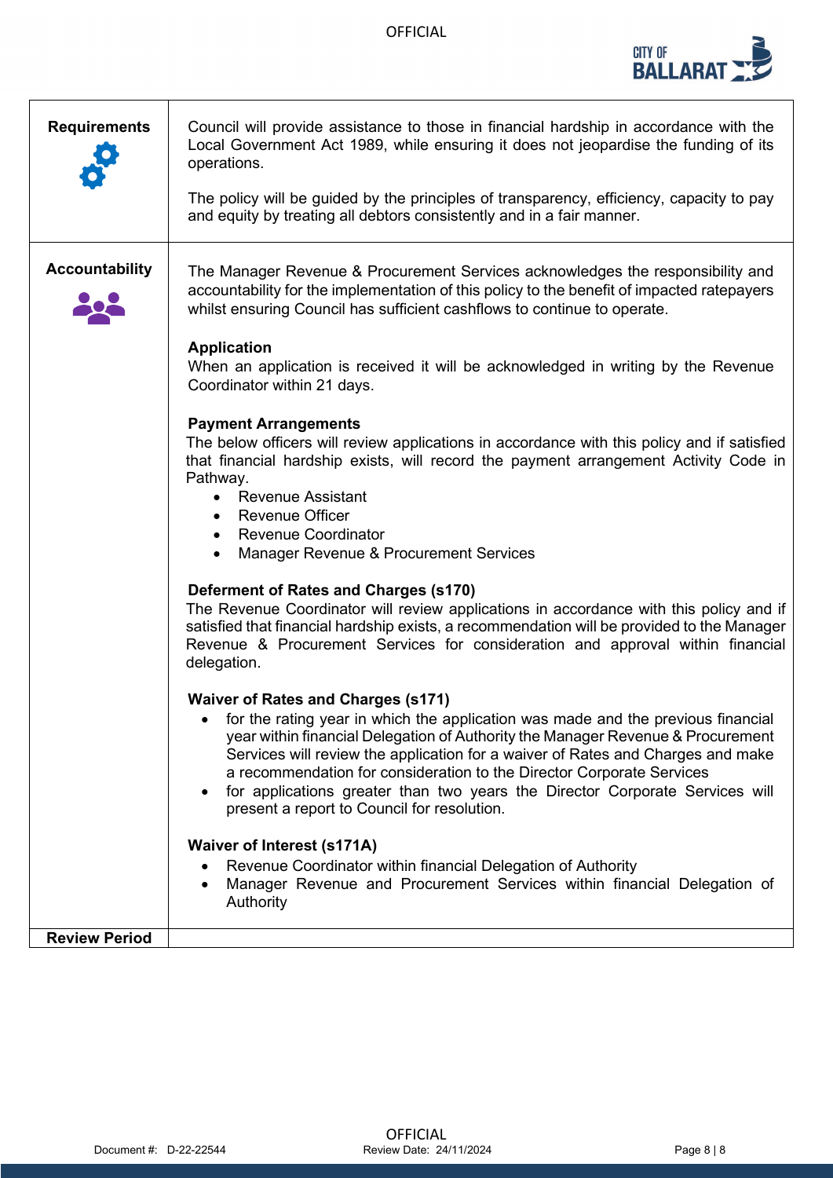| | |
|---|---|
| **Requirements** | Council will provide assistance to those in financial hardship in accordance with the Local Government Act 1989, while ensuring it does not jeopardise the funding of its operations.<br><br>The policy will be guided by the principles of transparency, efficiency, capacity to pay and equity by treating all debtors consistently and in a fair manner. |
| **Accountability** | The Manager Revenue & Procurement Services acknowledges the responsibility and accountability for the implementation of this policy to the benefit of impacted ratepayers whilst ensuring Council has sufficient cashflows to continue to operate.<br><br>**Application**<br>When an application is received it will be acknowledged in writing by the Revenue Coordinator within 21 days.<br><br>**Payment Arrangements**<br>The below officers will review applications in accordance with this policy and if satisfied that financial hardship exists, will record the payment arrangement Activity Code in Pathway.<br>• Revenue Assistant<br>• Revenue Officer<br>• Revenue Coordinator<br>• Manager Revenue & Procurement Services<br><br>**Deferment of Rates and Charges (s170)**<br>The Revenue Coordinator will review applications in accordance with this policy and if satisfied that financial hardship exists, a recommendation will be provided to the Manager Revenue & Procurement Services for consideration and approval within financial delegation.<br><br>**Waiver of Rates and Charges (s171)**<br>• for the rating year in which the application was made and the previous financial year within financial Delegation of Authority the Manager Revenue & Procurement Services will review the application for a waiver of Rates and Charges and make a recommendation for consideration to the Director Corporate Services<br>• for applications greater than two years the Director Corporate Services will present a report to Council for resolution.<br><br>**Waiver of Interest (s171A)**<br>• Revenue Coordinator within financial Delegation of Authority<br>• Manager Revenue and Procurement Services within financial Delegation of Authority |
| **Review Period** | |